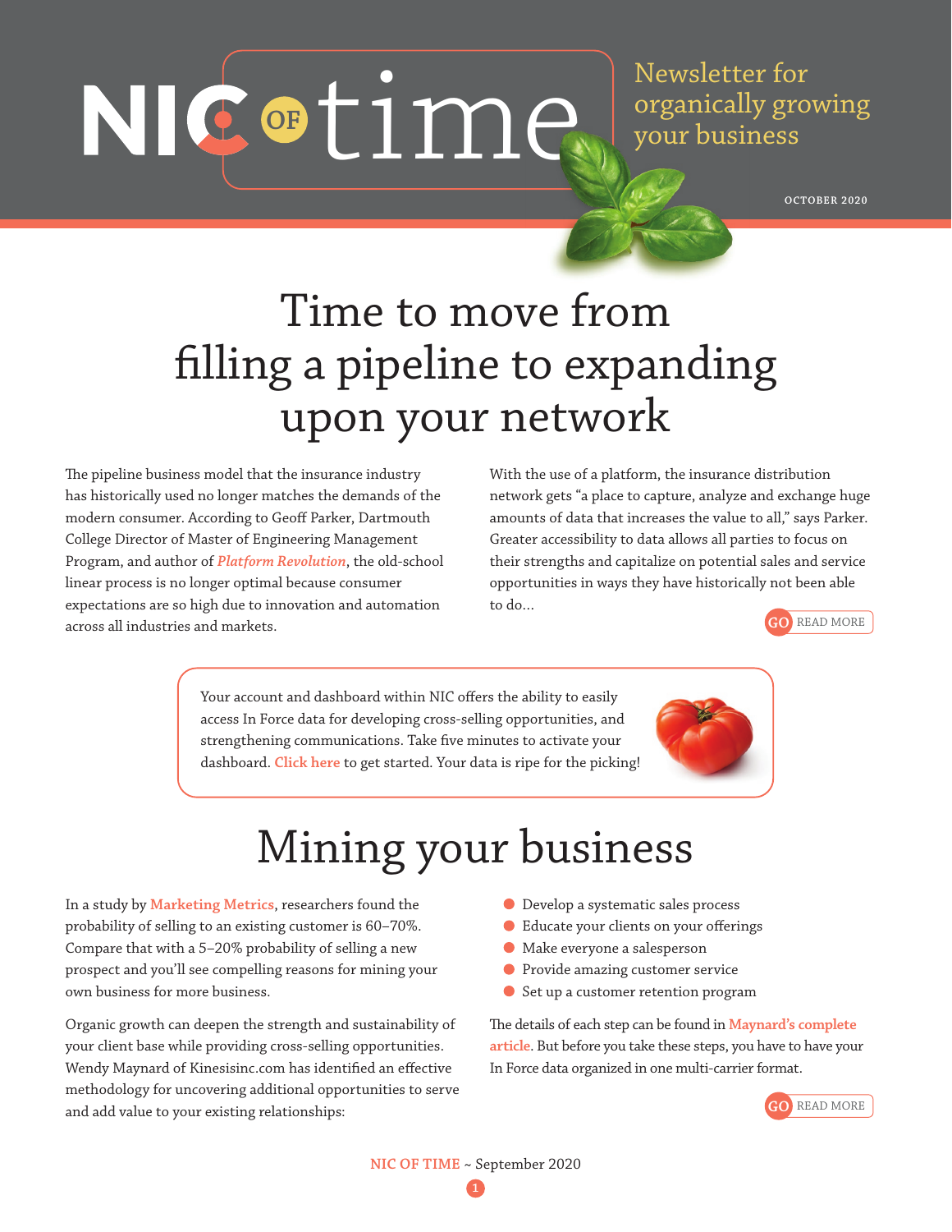# NIC OF time

Newsletter for organically growing your business

OCTOBER 2020

# Time to move from filling a pipeline to expanding upon your network

The pipeline business model that the insurance industry has historically used no longer matches the demands of the modern consumer. According to Geoff Parker, Dartmouth College Director of Master of Engineering Management Program, and author of *Platform Revolution*, the old-school linear process is no longer optimal because consumer expectations are so high due to innovation and automation across all industries and markets.

With the use of a platform, the insurance distribution network gets "a place to capture, analyze and exchange huge amounts of data that increases the value to all," says Parker. Greater accessibility to data allows all parties to focus on their strengths and capitalize on potential sales and service opportunities in ways they have historically not been able to do...

GO READ MORE

Your account and dashboard within NIC offers the ability to easily access In Force data for developing cross-selling opportunities, and strengthening communications. Take five minutes to activate your dashboard. Click here to get started. Your data is ripe for the picking!

# Mining your business

In a study by Marketing Metrics, researchers found the probability of selling to an existing customer is 60–70%. Compare that with a 5–20% probability of selling a new prospect and you'll see compelling reasons for mining your own business for more business.

Organic growth can deepen the strength and sustainability of your client base while providing cross-selling opportunities. Wendy Maynard of Kinesisinc.com has identified an effective methodology for uncovering additional opportunities to serve and add value to your existing relationships:

- Develop a systematic sales process
- Educate your clients on your offerings
- Make everyone a salesperson
- Provide amazing customer service
- Set up a customer retention program

The details of each step can be found in Maynard's complete article. But before you take these steps, you have to have your In Force data organized in one multi-carrier format.

GO READ MORE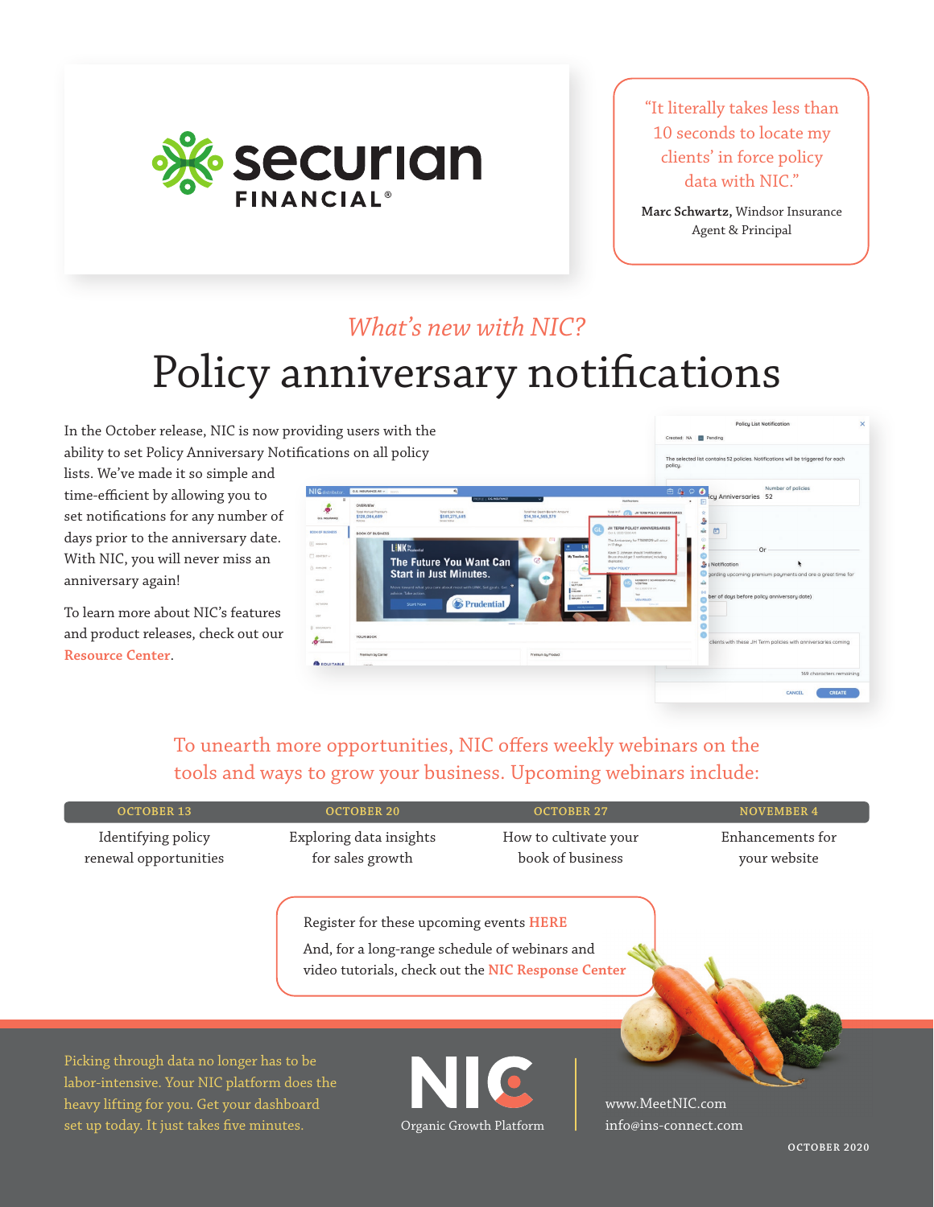Securian Financial

> "It literally takes less than 10 seconds to locate my clients' in force policy data with NIC."
>
> **Marc Schwartz,** Windsor Insurance Agent & Principal

*What's new with NIC?*

# Policy anniversary notifications

In the October release, NIC is now providing users with the ability to set Policy Anniversary Notifications on all policy lists. We've made it so simple and time-efficient by allowing you to set notifications for any number of days prior to the anniversary date. With NIC, you will never miss an anniversary again!

To learn more about NIC's features and product releases, check out our **Resource Center**.

To unearth more opportunities, NIC offers weekly webinars on the tools and ways to grow your business. Upcoming webinars include:

| OCTOBER 13 | OCTOBER 20 | OCTOBER 27 | NOVEMBER 4 |
|---|---|---|---|
| Identifying policy renewal opportunities | Exploring data insights for sales growth | How to cultivate your book of business | Enhancements for your website |

Register for these upcoming events **HERE**

And, for a long-range schedule of webinars and video tutorials, check out the **NIC Response Center**

Picking through data no longer has to be labor-intensive. Your NIC platform does the heavy lifting for you. Get your dashboard set up today. It just takes five minutes.

NIC
Organic Growth Platform

www.MeetNIC.com
info@ins-connect.com

OCTOBER 2020